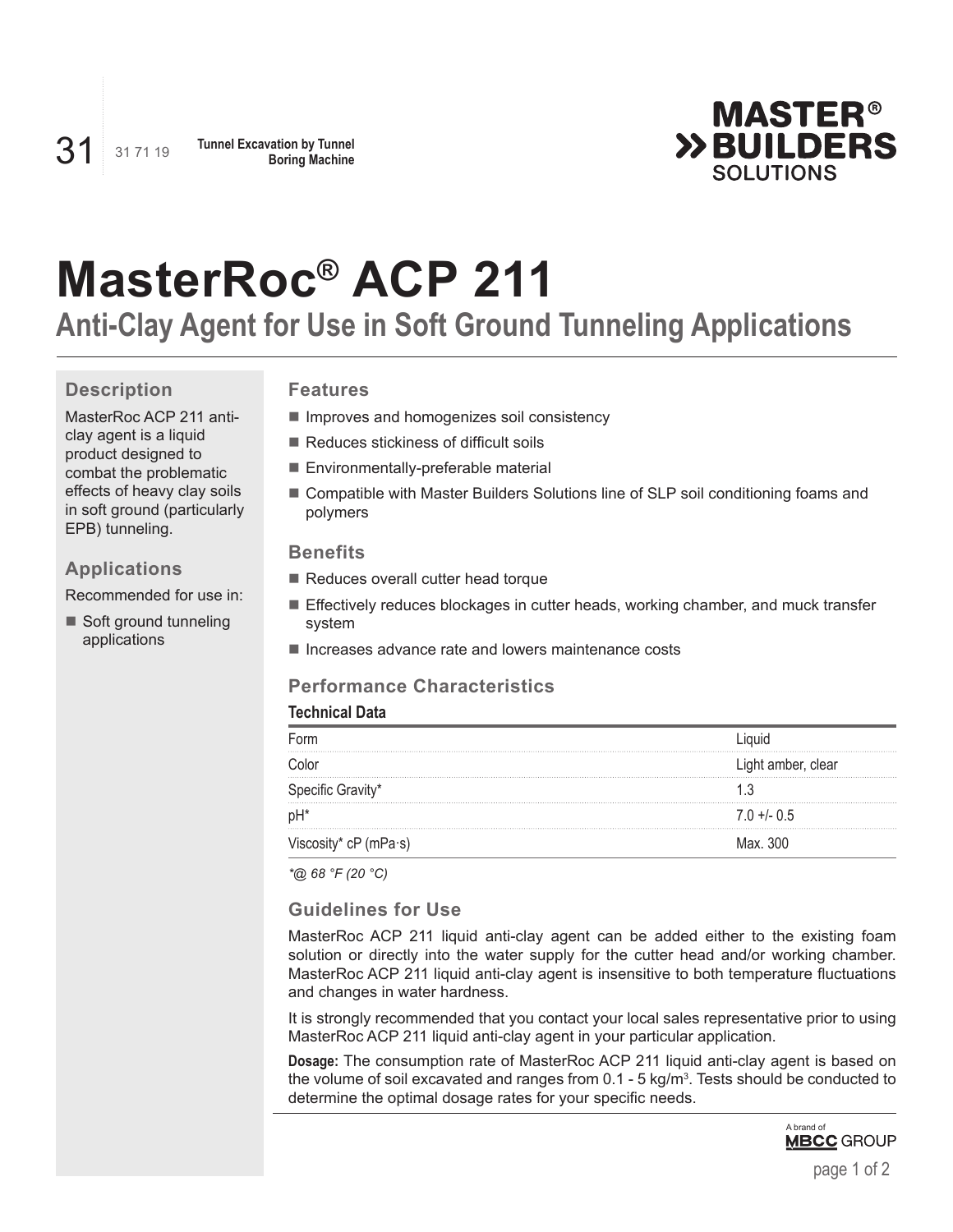# MasterRoc® ACP 211

## Anti-Clay Agent for Use in Soft Ground Tunneling Applications

### Description

MasterRoc ACP 211 anti-clay agent is a liquid product designed to combat the problematic effects of heavy clay soils in soft ground (particularly EPB) tunneling.

### Applications

Recommended for use in:

- Soft ground tunneling applications

### Features

- Improves and homogenizes soil consistency
- Reduces stickiness of difficult soils
- Environmentally-preferable material
- Compatible with Master Builders Solutions line of SLP soil conditioning foams and polymers

### Benefits

- Reduces overall cutter head torque
- Effectively reduces blockages in cutter heads, working chamber, and muck transfer system
- Increases advance rate and lowers maintenance costs

### Performance Characteristics

**Technical Data**

| | |
|---|---|
| Form | Liquid |
| Color | Light amber, clear |
| Specific Gravity* | 1.3 |
| pH* | 7.0 +/- 0.5 |
| Viscosity* cP (mPa·s) | Max. 300 |

*\*@ 68 °F (20 °C)*

### Guidelines for Use

MasterRoc ACP 211 liquid anti-clay agent can be added either to the existing foam solution or directly into the water supply for the cutter head and/or working chamber. MasterRoc ACP 211 liquid anti-clay agent is insensitive to both temperature fluctuations and changes in water hardness.

It is strongly recommended that you contact your local sales representative prior to using MasterRoc ACP 211 liquid anti-clay agent in your particular application.

**Dosage:** The consumption rate of MasterRoc ACP 211 liquid anti-clay agent is based on the volume of soil excavated and ranges from 0.1 - 5 kg/m³. Tests should be conducted to determine the optimal dosage rates for your specific needs.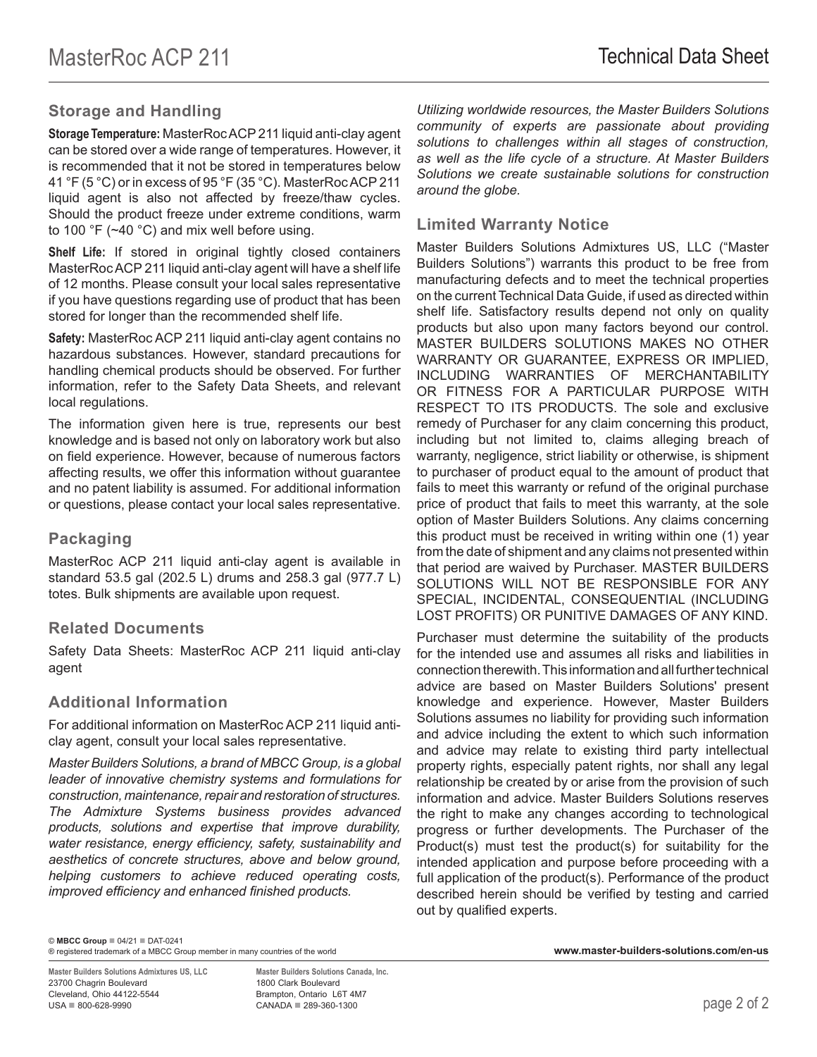## Storage and Handling

**Storage Temperature:** MasterRoc ACP 211 liquid anti-clay agent can be stored over a wide range of temperatures. However, it is recommended that it not be stored in temperatures below 41 °F (5 °C) or in excess of 95 °F (35 °C). MasterRoc ACP 211 liquid agent is also not affected by freeze/thaw cycles. Should the product freeze under extreme conditions, warm to 100 °F (~40 °C) and mix well before using.

**Shelf Life:** If stored in original tightly closed containers MasterRoc ACP 211 liquid anti-clay agent will have a shelf life of 12 months. Please consult your local sales representative if you have questions regarding use of product that has been stored for longer than the recommended shelf life.

**Safety:** MasterRoc ACP 211 liquid anti-clay agent contains no hazardous substances. However, standard precautions for handling chemical products should be observed. For further information, refer to the Safety Data Sheets, and relevant local regulations.

The information given here is true, represents our best knowledge and is based not only on laboratory work but also on field experience. However, because of numerous factors affecting results, we offer this information without guarantee and no patent liability is assumed. For additional information or questions, please contact your local sales representative.

## Packaging

MasterRoc ACP 211 liquid anti-clay agent is available in standard 53.5 gal (202.5 L) drums and 258.3 gal (977.7 L) totes. Bulk shipments are available upon request.

## Related Documents

Safety Data Sheets: MasterRoc ACP 211 liquid anti-clay agent

## Additional Information

For additional information on MasterRoc ACP 211 liquid anti-clay agent, consult your local sales representative.

*Master Builders Solutions, a brand of MBCC Group, is a global leader of innovative chemistry systems and formulations for construction, maintenance, repair and restoration of structures. The Admixture Systems business provides advanced products, solutions and expertise that improve durability, water resistance, energy efficiency, safety, sustainability and aesthetics of concrete structures, above and below ground, helping customers to achieve reduced operating costs, improved efficiency and enhanced finished products.*

*Utilizing worldwide resources, the Master Builders Solutions community of experts are passionate about providing solutions to challenges within all stages of construction, as well as the life cycle of a structure. At Master Builders Solutions we create sustainable solutions for construction around the globe.*

## Limited Warranty Notice

Master Builders Solutions Admixtures US, LLC ("Master Builders Solutions") warrants this product to be free from manufacturing defects and to meet the technical properties on the current Technical Data Guide, if used as directed within shelf life. Satisfactory results depend not only on quality products but also upon many factors beyond our control. MASTER BUILDERS SOLUTIONS MAKES NO OTHER WARRANTY OR GUARANTEE, EXPRESS OR IMPLIED, INCLUDING WARRANTIES OF MERCHANTABILITY OR FITNESS FOR A PARTICULAR PURPOSE WITH RESPECT TO ITS PRODUCTS. The sole and exclusive remedy of Purchaser for any claim concerning this product, including but not limited to, claims alleging breach of warranty, negligence, strict liability or otherwise, is shipment to purchaser of product equal to the amount of product that fails to meet this warranty or refund of the original purchase price of product that fails to meet this warranty, at the sole option of Master Builders Solutions. Any claims concerning this product must be received in writing within one (1) year from the date of shipment and any claims not presented within that period are waived by Purchaser. MASTER BUILDERS SOLUTIONS WILL NOT BE RESPONSIBLE FOR ANY SPECIAL, INCIDENTAL, CONSEQUENTIAL (INCLUDING LOST PROFITS) OR PUNITIVE DAMAGES OF ANY KIND.

Purchaser must determine the suitability of the products for the intended use and assumes all risks and liabilities in connection therewith. This information and all further technical advice are based on Master Builders Solutions' present knowledge and experience. However, Master Builders Solutions assumes no liability for providing such information and advice including the extent to which such information and advice may relate to existing third party intellectual property rights, especially patent rights, nor shall any legal relationship be created by or arise from the provision of such information and advice. Master Builders Solutions reserves the right to make any changes according to technological progress or further developments. The Purchaser of the Product(s) must test the product(s) for suitability for the intended application and purpose before proceeding with a full application of the product(s). Performance of the product described herein should be verified by testing and carried out by qualified experts.

© **MBCC Group** ■ 04/21 ■ DAT-0241
® registered trademark of a MBCC Group member in many countries of the world

**www.master-builders-solutions.com/en-us**

**Master Builders Solutions Admixtures US, LLC**
23700 Chagrin Boulevard
Cleveland, Ohio 44122-5544
USA ■ 800-628-9990

**Master Builders Solutions Canada, Inc.**
1800 Clark Boulevard
Brampton, Ontario L6T 4M7
CANADA ■ 289-360-1300